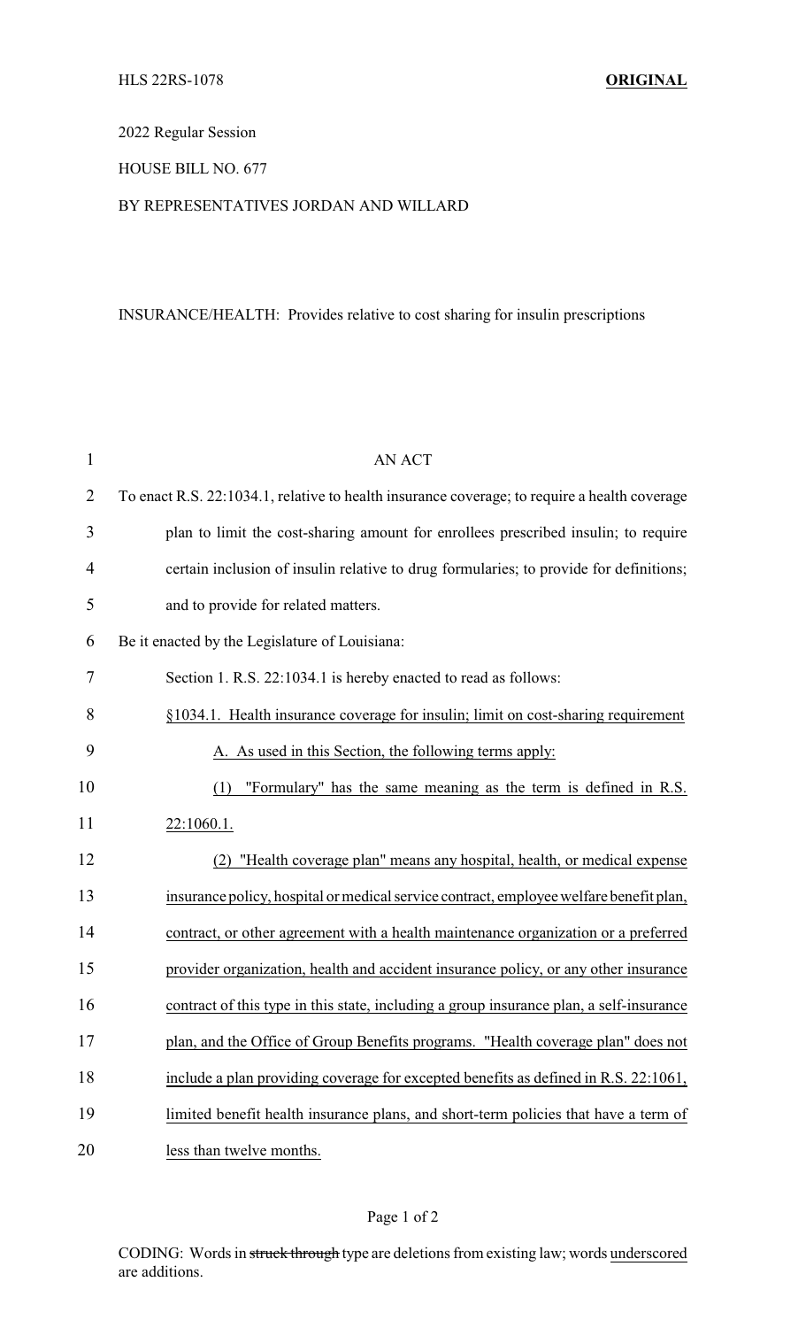HLS 22RS-1078 **ORIGINAL**

2022 Regular Session

HOUSE BILL NO. 677

BY REPRESENTATIVES JORDAN AND WILLARD

INSURANCE/HEALTH: Provides relative to cost sharing for insulin prescriptions

AN ACT

To enact R.S. 22:1034.1, relative to health insurance coverage; to require a health coverage plan to limit the cost-sharing amount for enrollees prescribed insulin; to require certain inclusion of insulin relative to drug formularies; to provide for definitions; and to provide for related matters.

Be it enacted by the Legislature of Louisiana:

Section 1. R.S. 22:1034.1 is hereby enacted to read as follows:

§1034.1. Health insurance coverage for insulin; limit on cost-sharing requirement

A. As used in this Section, the following terms apply:

(1) "Formulary" has the same meaning as the term is defined in R.S. 22:1060.1.

(2) "Health coverage plan" means any hospital, health, or medical expense insurance policy, hospital or medical service contract, employee welfare benefit plan, contract, or other agreement with a health maintenance organization or a preferred provider organization, health and accident insurance policy, or any other insurance contract of this type in this state, including a group insurance plan, a self-insurance plan, and the Office of Group Benefits programs. "Health coverage plan" does not include a plan providing coverage for excepted benefits as defined in R.S. 22:1061, limited benefit health insurance plans, and short-term policies that have a term of less than twelve months.

CODING: Words in ~~struck through~~ type are deletions from existing law; words underscored are additions.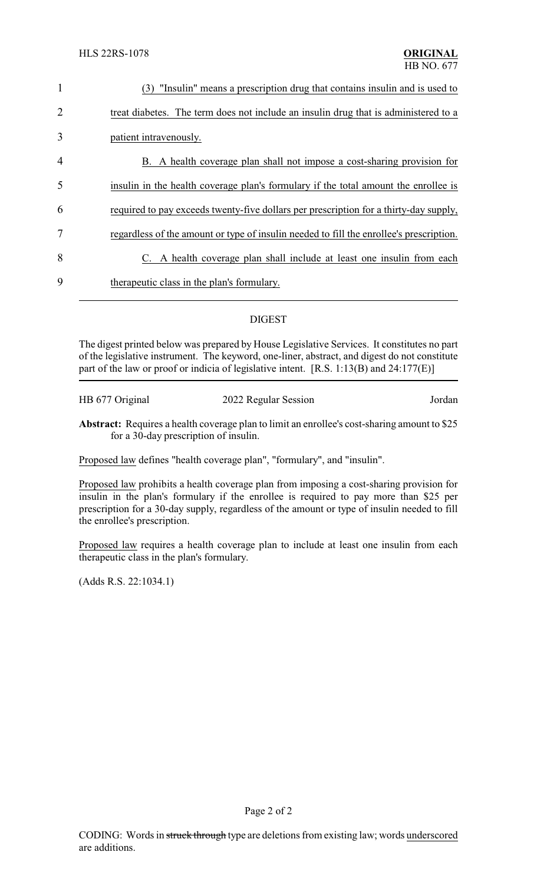(3) "Insulin" means a prescription drug that contains insulin and is used to treat diabetes. The term does not include an insulin drug that is administered to a patient intravenously.

B. A health coverage plan shall not impose a cost-sharing provision for insulin in the health coverage plan's formulary if the total amount the enrollee is required to pay exceeds twenty-five dollars per prescription for a thirty-day supply, regardless of the amount or type of insulin needed to fill the enrollee's prescription.

C. A health coverage plan shall include at least one insulin from each therapeutic class in the plan's formulary.

## DIGEST

The digest printed below was prepared by House Legislative Services. It constitutes no part of the legislative instrument. The keyword, one-liner, abstract, and digest do not constitute part of the law or proof or indicia of legislative intent. [R.S. 1:13(B) and 24:177(E)]

HB 677 Original — 2022 Regular Session — Jordan

**Abstract:** Requires a health coverage plan to limit an enrollee's cost-sharing amount to $25 for a 30-day prescription of insulin.

Proposed law defines "health coverage plan", "formulary", and "insulin".

Proposed law prohibits a health coverage plan from imposing a cost-sharing provision for insulin in the plan's formulary if the enrollee is required to pay more than $25 per prescription for a 30-day supply, regardless of the amount or type of insulin needed to fill the enrollee's prescription.

Proposed law requires a health coverage plan to include at least one insulin from each therapeutic class in the plan's formulary.

(Adds R.S. 22:1034.1)

CODING: Words in ~~struck through~~ type are deletions from existing law; words underscored are additions.